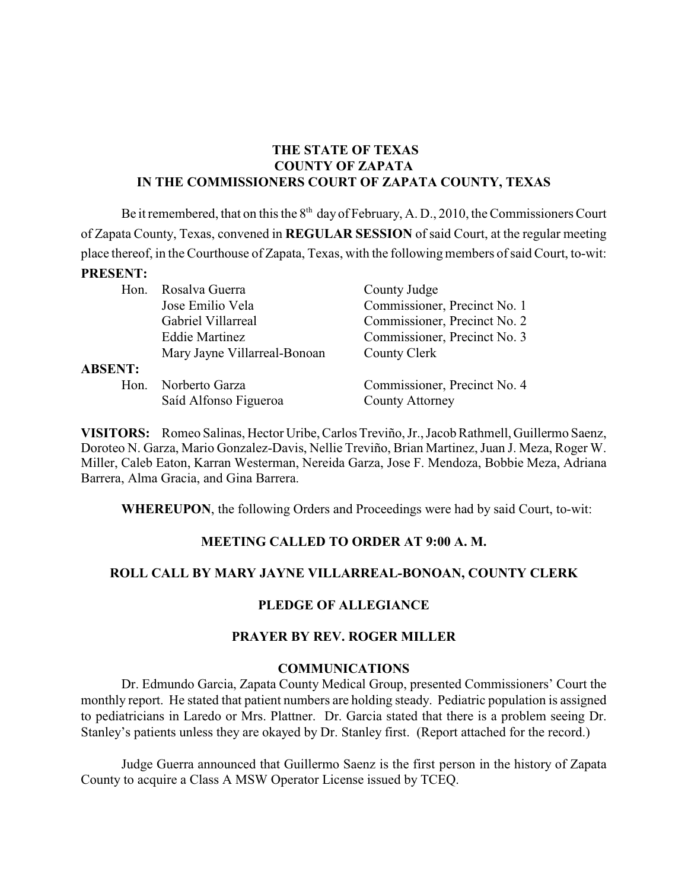**THE STATE OF TEXAS**
**COUNTY OF ZAPATA**
**IN THE COMMISSIONERS COURT OF ZAPATA COUNTY, TEXAS**

Be it remembered, that on this the 8th day of February, A. D., 2010, the Commissioners Court of Zapata County, Texas, convened in **REGULAR SESSION** of said Court, at the regular meeting place thereof, in the Courthouse of Zapata, Texas, with the following members of said Court, to-wit:

**PRESENT:**

| | | |
|---|---|---|
| Hon. | Rosalva Guerra | County Judge |
| | Jose Emilio Vela | Commissioner, Precinct No. 1 |
| | Gabriel Villarreal | Commissioner, Precinct No. 2 |
| | Eddie Martinez | Commissioner, Precinct No. 3 |
| | Mary Jayne Villarreal-Bonoan | County Clerk |

**ABSENT:**

| | | |
|---|---|---|
| Hon. | Norberto Garza | Commissioner, Precinct No. 4 |
| | Saíd Alfonso Figueroa | County Attorney |

**VISITORS:** Romeo Salinas, Hector Uribe, Carlos Treviño, Jr., Jacob Rathmell, Guillermo Saenz, Doroteo N. Garza, Mario Gonzalez-Davis, Nellie Treviño, Brian Martinez, Juan J. Meza, Roger W. Miller, Caleb Eaton, Karran Westerman, Nereida Garza, Jose F. Mendoza, Bobbie Meza, Adriana Barrera, Alma Gracia, and Gina Barrera.

**WHEREUPON**, the following Orders and Proceedings were had by said Court, to-wit:

**MEETING CALLED TO ORDER AT 9:00 A. M.**

**ROLL CALL BY MARY JAYNE VILLARREAL-BONOAN, COUNTY CLERK**

**PLEDGE OF ALLEGIANCE**

**PRAYER BY REV. ROGER MILLER**

**COMMUNICATIONS**

Dr. Edmundo Garcia, Zapata County Medical Group, presented Commissioners' Court the monthly report. He stated that patient numbers are holding steady. Pediatric population is assigned to pediatricians in Laredo or Mrs. Plattner. Dr. Garcia stated that there is a problem seeing Dr. Stanley's patients unless they are okayed by Dr. Stanley first. (Report attached for the record.)

Judge Guerra announced that Guillermo Saenz is the first person in the history of Zapata County to acquire a Class A MSW Operator License issued by TCEQ.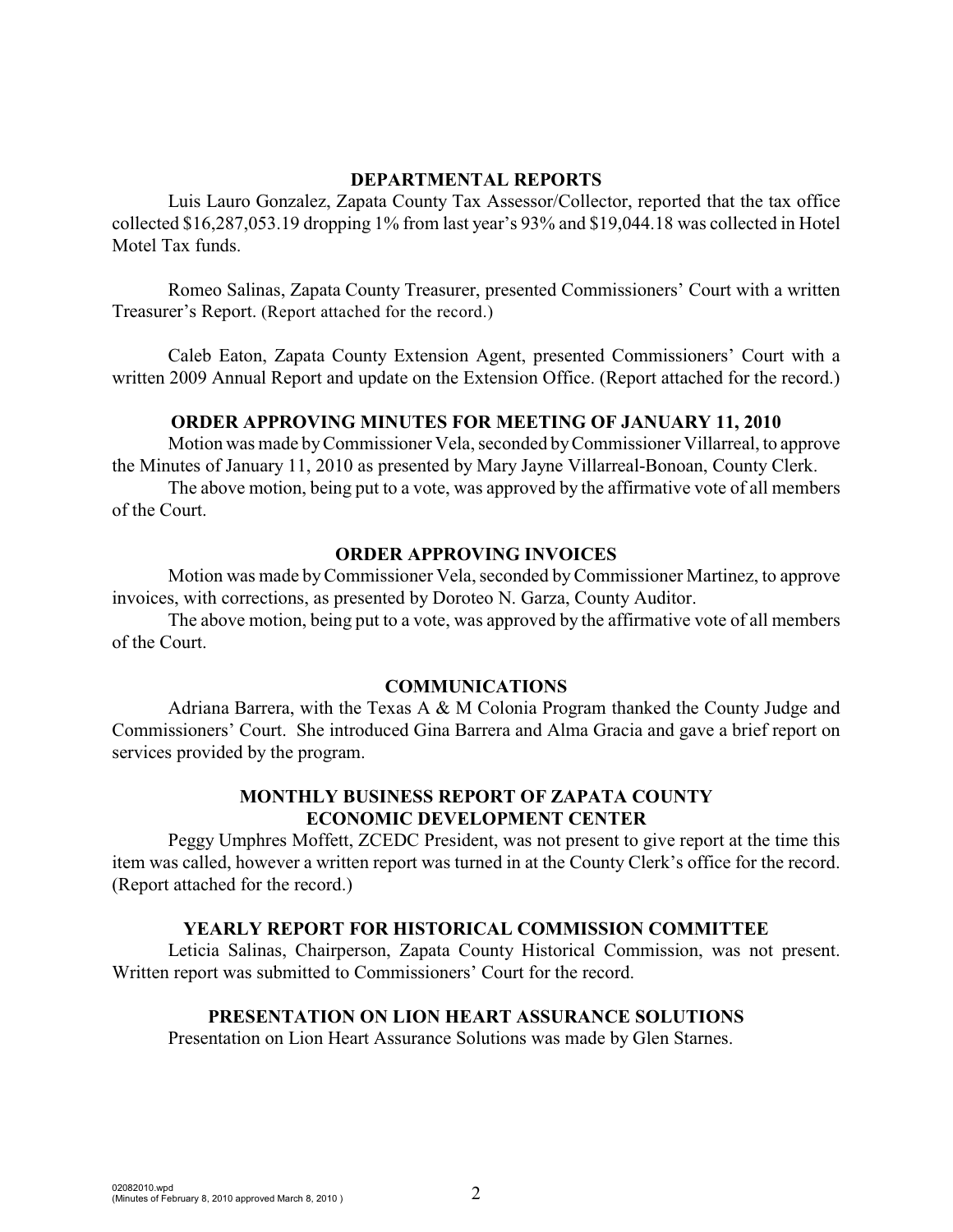## DEPARTMENTAL REPORTS

Luis Lauro Gonzalez, Zapata County Tax Assessor/Collector, reported that the tax office collected $16,287,053.19 dropping 1% from last year's 93% and $19,044.18 was collected in Hotel Motel Tax funds.

Romeo Salinas, Zapata County Treasurer, presented Commissioners' Court with a written Treasurer's Report. (Report attached for the record.)

Caleb Eaton, Zapata County Extension Agent, presented Commissioners' Court with a written 2009 Annual Report and update on the Extension Office. (Report attached for the record.)

## ORDER APPROVING MINUTES FOR MEETING OF JANUARY 11, 2010

Motion was made by Commissioner Vela, seconded by Commissioner Villarreal, to approve the Minutes of January 11, 2010 as presented by Mary Jayne Villarreal-Bonoan, County Clerk.

The above motion, being put to a vote, was approved by the affirmative vote of all members of the Court.

## ORDER APPROVING INVOICES

Motion was made by Commissioner Vela, seconded by Commissioner Martinez, to approve invoices, with corrections, as presented by Doroteo N. Garza, County Auditor.

The above motion, being put to a vote, was approved by the affirmative vote of all members of the Court.

## COMMUNICATIONS

Adriana Barrera, with the Texas A & M Colonia Program thanked the County Judge and Commissioners' Court. She introduced Gina Barrera and Alma Gracia and gave a brief report on services provided by the program.

## MONTHLY BUSINESS REPORT OF ZAPATA COUNTY ECONOMIC DEVELOPMENT CENTER

Peggy Umphres Moffett, ZCEDC President, was not present to give report at the time this item was called, however a written report was turned in at the County Clerk's office for the record. (Report attached for the record.)

## YEARLY REPORT FOR HISTORICAL COMMISSION COMMITTEE

Leticia Salinas, Chairperson, Zapata County Historical Commission, was not present. Written report was submitted to Commissioners' Court for the record.

## PRESENTATION ON LION HEART ASSURANCE SOLUTIONS

Presentation on Lion Heart Assurance Solutions was made by Glen Starnes.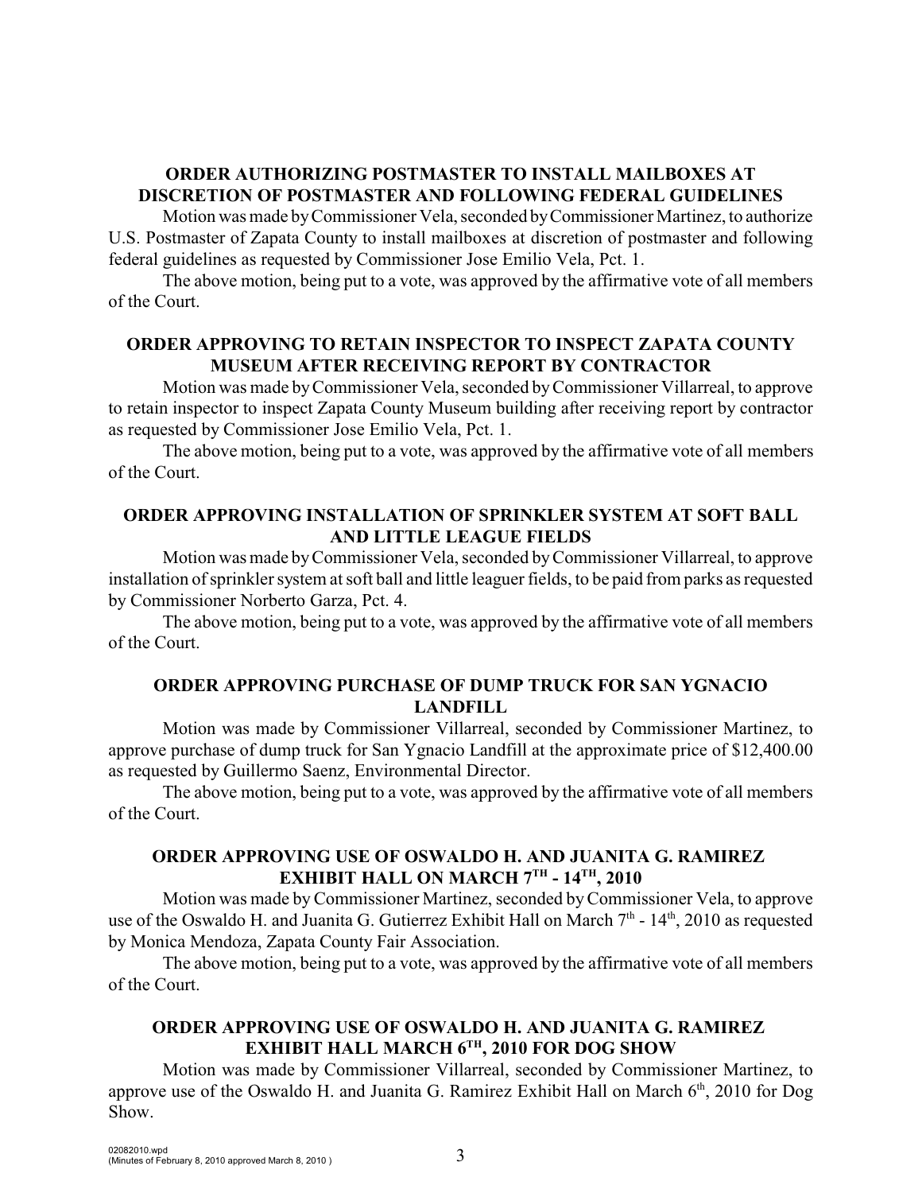**ORDER AUTHORIZING POSTMASTER TO INSTALL MAILBOXES AT DISCRETION OF POSTMASTER AND FOLLOWING FEDERAL GUIDELINES**

Motion was made by Commissioner Vela, seconded by Commissioner Martinez, to authorize U.S. Postmaster of Zapata County to install mailboxes at discretion of postmaster and following federal guidelines as requested by Commissioner Jose Emilio Vela, Pct. 1.

The above motion, being put to a vote, was approved by the affirmative vote of all members of the Court.

**ORDER APPROVING TO RETAIN INSPECTOR TO INSPECT ZAPATA COUNTY MUSEUM AFTER RECEIVING REPORT BY CONTRACTOR**

Motion was made by Commissioner Vela, seconded by Commissioner Villarreal, to approve to retain inspector to inspect Zapata County Museum building after receiving report by contractor as requested by Commissioner Jose Emilio Vela, Pct. 1.

The above motion, being put to a vote, was approved by the affirmative vote of all members of the Court.

**ORDER APPROVING INSTALLATION OF SPRINKLER SYSTEM AT SOFT BALL AND LITTLE LEAGUE FIELDS**

Motion was made by Commissioner Vela, seconded by Commissioner Villarreal, to approve installation of sprinkler system at soft ball and little leaguer fields, to be paid from parks as requested by Commissioner Norberto Garza, Pct. 4.

The above motion, being put to a vote, was approved by the affirmative vote of all members of the Court.

**ORDER APPROVING PURCHASE OF DUMP TRUCK FOR SAN YGNACIO LANDFILL**

Motion was made by Commissioner Villarreal, seconded by Commissioner Martinez, to approve purchase of dump truck for San Ygnacio Landfill at the approximate price of $12,400.00 as requested by Guillermo Saenz, Environmental Director.

The above motion, being put to a vote, was approved by the affirmative vote of all members of the Court.

**ORDER APPROVING USE OF OSWALDO H. AND JUANITA G. RAMIREZ EXHIBIT HALL ON MARCH 7TH - 14TH, 2010**

Motion was made by Commissioner Martinez, seconded by Commissioner Vela, to approve use of the Oswaldo H. and Juanita G. Gutierrez Exhibit Hall on March 7th - 14th, 2010 as requested by Monica Mendoza, Zapata County Fair Association.

The above motion, being put to a vote, was approved by the affirmative vote of all members of the Court.

**ORDER APPROVING USE OF OSWALDO H. AND JUANITA G. RAMIREZ EXHIBIT HALL MARCH 6TH, 2010 FOR DOG SHOW**

Motion was made by Commissioner Villarreal, seconded by Commissioner Martinez, to approve use of the Oswaldo H. and Juanita G. Ramirez Exhibit Hall on March 6th, 2010 for Dog Show.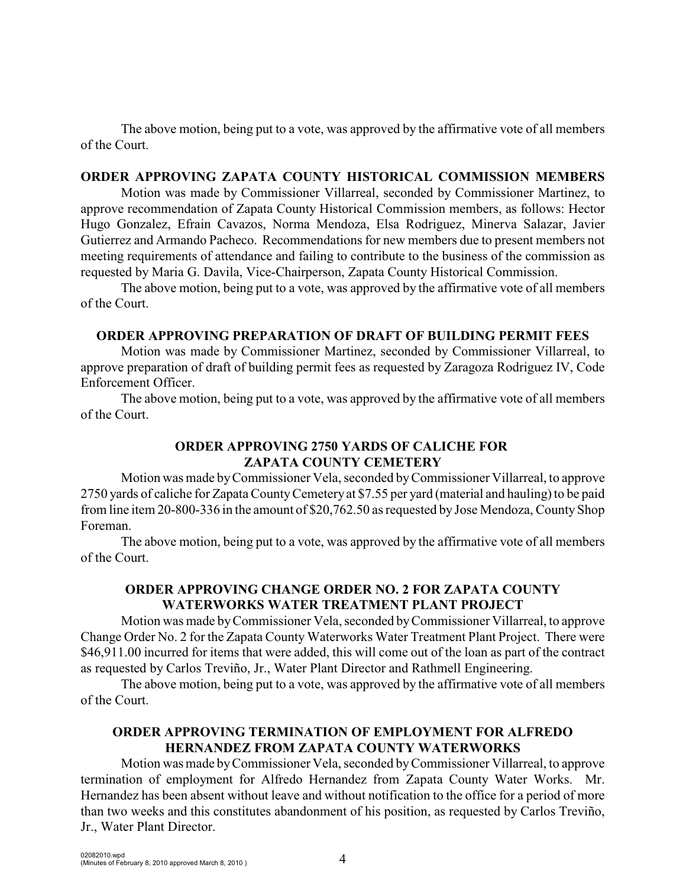The above motion, being put to a vote, was approved by the affirmative vote of all members of the Court.

**ORDER APPROVING ZAPATA COUNTY HISTORICAL COMMISSION MEMBERS**

Motion was made by Commissioner Villarreal, seconded by Commissioner Martinez, to approve recommendation of Zapata County Historical Commission members, as follows: Hector Hugo Gonzalez, Efrain Cavazos, Norma Mendoza, Elsa Rodriguez, Minerva Salazar, Javier Gutierrez and Armando Pacheco. Recommendations for new members due to present members not meeting requirements of attendance and failing to contribute to the business of the commission as requested by Maria G. Davila, Vice-Chairperson, Zapata County Historical Commission.

The above motion, being put to a vote, was approved by the affirmative vote of all members of the Court.

**ORDER APPROVING PREPARATION OF DRAFT OF BUILDING PERMIT FEES**

Motion was made by Commissioner Martinez, seconded by Commissioner Villarreal, to approve preparation of draft of building permit fees as requested by Zaragoza Rodriguez IV, Code Enforcement Officer.

The above motion, being put to a vote, was approved by the affirmative vote of all members of the Court.

**ORDER APPROVING 2750 YARDS OF CALICHE FOR ZAPATA COUNTY CEMETERY**

Motion was made by Commissioner Vela, seconded by Commissioner Villarreal, to approve 2750 yards of caliche for Zapata County Cemetery at $7.55 per yard (material and hauling) to be paid from line item 20-800-336 in the amount of $20,762.50 as requested by Jose Mendoza, County Shop Foreman.

The above motion, being put to a vote, was approved by the affirmative vote of all members of the Court.

**ORDER APPROVING CHANGE ORDER NO. 2 FOR ZAPATA COUNTY WATERWORKS WATER TREATMENT PLANT PROJECT**

Motion was made by Commissioner Vela, seconded by Commissioner Villarreal, to approve Change Order No. 2 for the Zapata County Waterworks Water Treatment Plant Project. There were $46,911.00 incurred for items that were added, this will come out of the loan as part of the contract as requested by Carlos Treviño, Jr., Water Plant Director and Rathmell Engineering.

The above motion, being put to a vote, was approved by the affirmative vote of all members of the Court.

**ORDER APPROVING TERMINATION OF EMPLOYMENT FOR ALFREDO HERNANDEZ FROM ZAPATA COUNTY WATERWORKS**

Motion was made by Commissioner Vela, seconded by Commissioner Villarreal, to approve termination of employment for Alfredo Hernandez from Zapata County Water Works. Mr. Hernandez has been absent without leave and without notification to the office for a period of more than two weeks and this constitutes abandonment of his position, as requested by Carlos Treviño, Jr., Water Plant Director.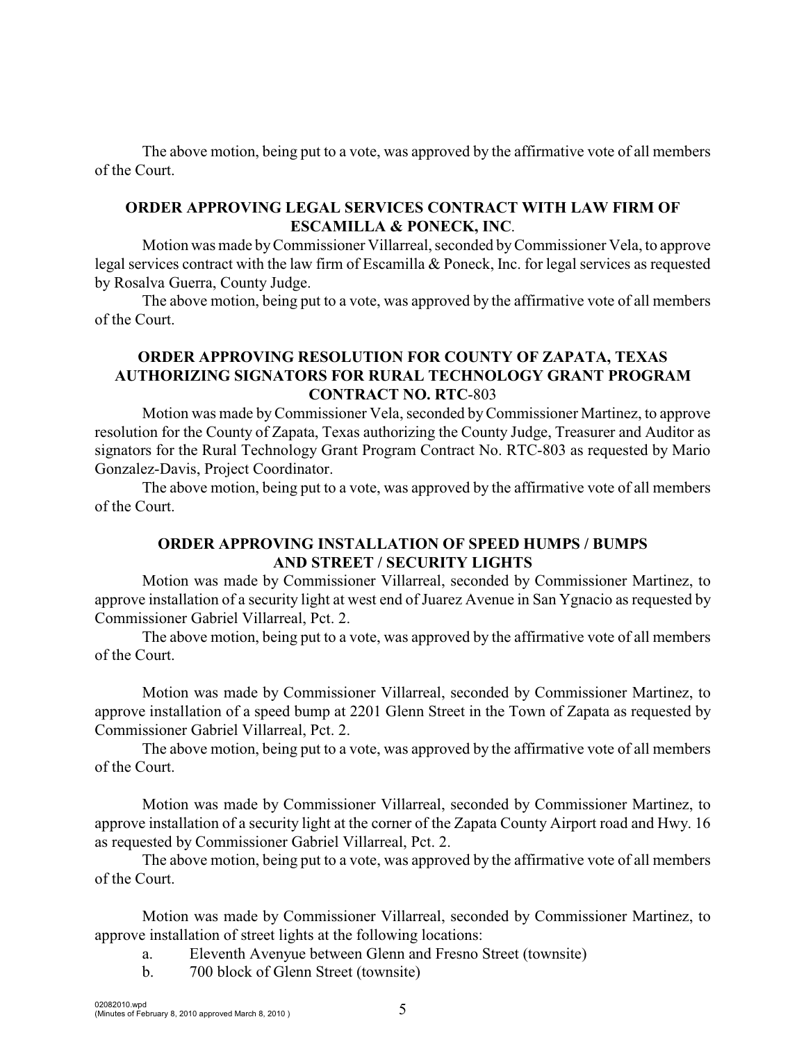The above motion, being put to a vote, was approved by the affirmative vote of all members of the Court.

**ORDER APPROVING LEGAL SERVICES CONTRACT WITH LAW FIRM OF ESCAMILLA & PONECK, INC**.

Motion was made by Commissioner Villarreal, seconded by Commissioner Vela, to approve legal services contract with the law firm of Escamilla & Poneck, Inc. for legal services as requested by Rosalva Guerra, County Judge.

The above motion, being put to a vote, was approved by the affirmative vote of all members of the Court.

**ORDER APPROVING RESOLUTION FOR COUNTY OF ZAPATA, TEXAS AUTHORIZING SIGNATORS FOR RURAL TECHNOLOGY GRANT PROGRAM CONTRACT NO. RTC**-803

Motion was made by Commissioner Vela, seconded by Commissioner Martinez, to approve resolution for the County of Zapata, Texas authorizing the County Judge, Treasurer and Auditor as signators for the Rural Technology Grant Program Contract No. RTC-803 as requested by Mario Gonzalez-Davis, Project Coordinator.

The above motion, being put to a vote, was approved by the affirmative vote of all members of the Court.

**ORDER APPROVING INSTALLATION OF SPEED HUMPS / BUMPS AND STREET / SECURITY LIGHTS**

Motion was made by Commissioner Villarreal, seconded by Commissioner Martinez, to approve installation of a security light at west end of Juarez Avenue in San Ygnacio as requested by Commissioner Gabriel Villarreal, Pct. 2.

The above motion, being put to a vote, was approved by the affirmative vote of all members of the Court.

Motion was made by Commissioner Villarreal, seconded by Commissioner Martinez, to approve installation of a speed bump at 2201 Glenn Street in the Town of Zapata as requested by Commissioner Gabriel Villarreal, Pct. 2.

The above motion, being put to a vote, was approved by the affirmative vote of all members of the Court.

Motion was made by Commissioner Villarreal, seconded by Commissioner Martinez, to approve installation of a security light at the corner of the Zapata County Airport road and Hwy. 16 as requested by Commissioner Gabriel Villarreal, Pct. 2.

The above motion, being put to a vote, was approved by the affirmative vote of all members of the Court.

Motion was made by Commissioner Villarreal, seconded by Commissioner Martinez, to approve installation of street lights at the following locations:

a. Eleventh Avenyue between Glenn and Fresno Street (townsite)

b. 700 block of Glenn Street (townsite)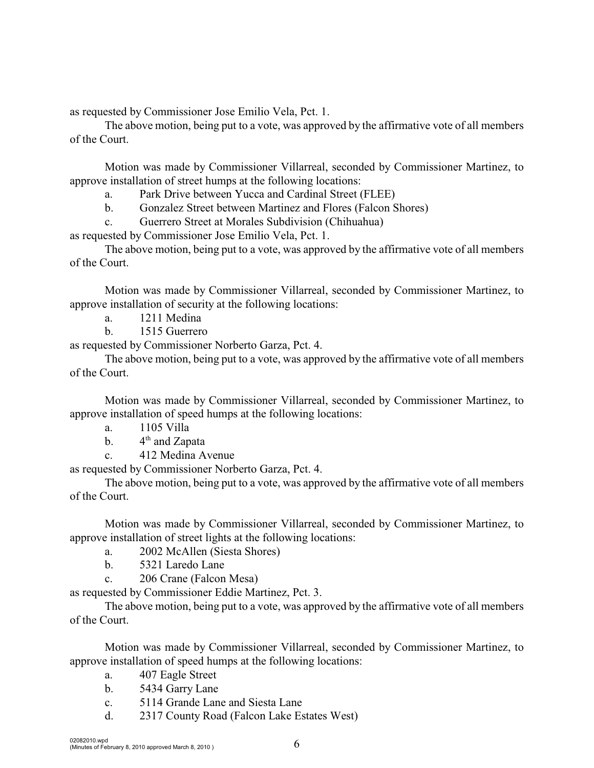as requested by Commissioner Jose Emilio Vela, Pct. 1.

The above motion, being put to a vote, was approved by the affirmative vote of all members of the Court.

Motion was made by Commissioner Villarreal, seconded by Commissioner Martinez, to approve installation of street humps at the following locations:

a. Park Drive between Yucca and Cardinal Street (FLEE)
b. Gonzalez Street between Martinez and Flores (Falcon Shores)
c. Guerrero Street at Morales Subdivision (Chihuahua)

as requested by Commissioner Jose Emilio Vela, Pct. 1.

The above motion, being put to a vote, was approved by the affirmative vote of all members of the Court.

Motion was made by Commissioner Villarreal, seconded by Commissioner Martinez, to approve installation of security at the following locations:

a. 1211 Medina
b. 1515 Guerrero

as requested by Commissioner Norberto Garza, Pct. 4.

The above motion, being put to a vote, was approved by the affirmative vote of all members of the Court.

Motion was made by Commissioner Villarreal, seconded by Commissioner Martinez, to approve installation of speed humps at the following locations:

a. 1105 Villa
b. 4th and Zapata
c. 412 Medina Avenue

as requested by Commissioner Norberto Garza, Pct. 4.

The above motion, being put to a vote, was approved by the affirmative vote of all members of the Court.

Motion was made by Commissioner Villarreal, seconded by Commissioner Martinez, to approve installation of street lights at the following locations:

a. 2002 McAllen (Siesta Shores)
b. 5321 Laredo Lane
c. 206 Crane (Falcon Mesa)

as requested by Commissioner Eddie Martinez, Pct. 3.

The above motion, being put to a vote, was approved by the affirmative vote of all members of the Court.

Motion was made by Commissioner Villarreal, seconded by Commissioner Martinez, to approve installation of speed humps at the following locations:

a. 407 Eagle Street
b. 5434 Garry Lane
c. 5114 Grande Lane and Siesta Lane
d. 2317 County Road (Falcon Lake Estates West)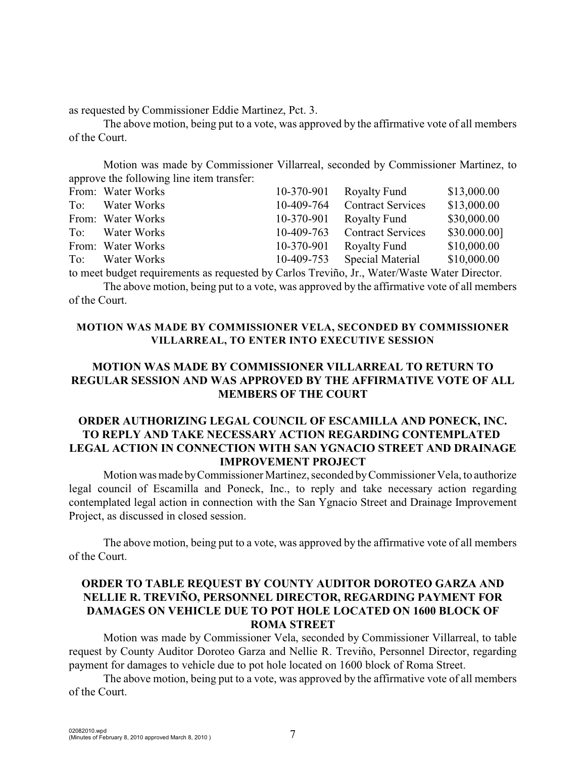as requested by Commissioner Eddie Martinez, Pct. 3.

The above motion, being put to a vote, was approved by the affirmative vote of all members of the Court.

Motion was made by Commissioner Villarreal, seconded by Commissioner Martinez, to approve the following line item transfer:

| | | | | |
|---|---|---|---|---|
| From: | Water Works | 10-370-901 | Royalty Fund | $13,000.00 |
| To: | Water Works | 10-409-764 | Contract Services | $13,000.00 |
| From: | Water Works | 10-370-901 | Royalty Fund | $30,000.00 |
| To: | Water Works | 10-409-763 | Contract Services | $30.000.00] |
| From: | Water Works | 10-370-901 | Royalty Fund | $10,000.00 |
| To: | Water Works | 10-409-753 | Special Material | $10,000.00 |

to meet budget requirements as requested by Carlos Treviño, Jr., Water/Waste Water Director.

The above motion, being put to a vote, was approved by the affirmative vote of all members of the Court.

**MOTION WAS MADE BY COMMISSIONER VELA, SECONDED BY COMMISSIONER VILLARREAL, TO ENTER INTO EXECUTIVE SESSION**

**MOTION WAS MADE BY COMMISSIONER VILLARREAL TO RETURN TO REGULAR SESSION AND WAS APPROVED BY THE AFFIRMATIVE VOTE OF ALL MEMBERS OF THE COURT**

**ORDER AUTHORIZING LEGAL COUNCIL OF ESCAMILLA AND PONECK, INC. TO REPLY AND TAKE NECESSARY ACTION REGARDING CONTEMPLATED LEGAL ACTION IN CONNECTION WITH SAN YGNACIO STREET AND DRAINAGE IMPROVEMENT PROJECT**

Motion was made by Commissioner Martinez, seconded by Commissioner Vela, to authorize legal council of Escamilla and Poneck, Inc., to reply and take necessary action regarding contemplated legal action in connection with the San Ygnacio Street and Drainage Improvement Project, as discussed in closed session.

The above motion, being put to a vote, was approved by the affirmative vote of all members of the Court.

**ORDER TO TABLE REQUEST BY COUNTY AUDITOR DOROTEO GARZA AND NELLIE R. TREVIÑO, PERSONNEL DIRECTOR, REGARDING PAYMENT FOR DAMAGES ON VEHICLE DUE TO POT HOLE LOCATED ON 1600 BLOCK OF ROMA STREET**

Motion was made by Commissioner Vela, seconded by Commissioner Villarreal, to table request by County Auditor Doroteo Garza and Nellie R. Treviño, Personnel Director, regarding payment for damages to vehicle due to pot hole located on 1600 block of Roma Street.

The above motion, being put to a vote, was approved by the affirmative vote of all members of the Court.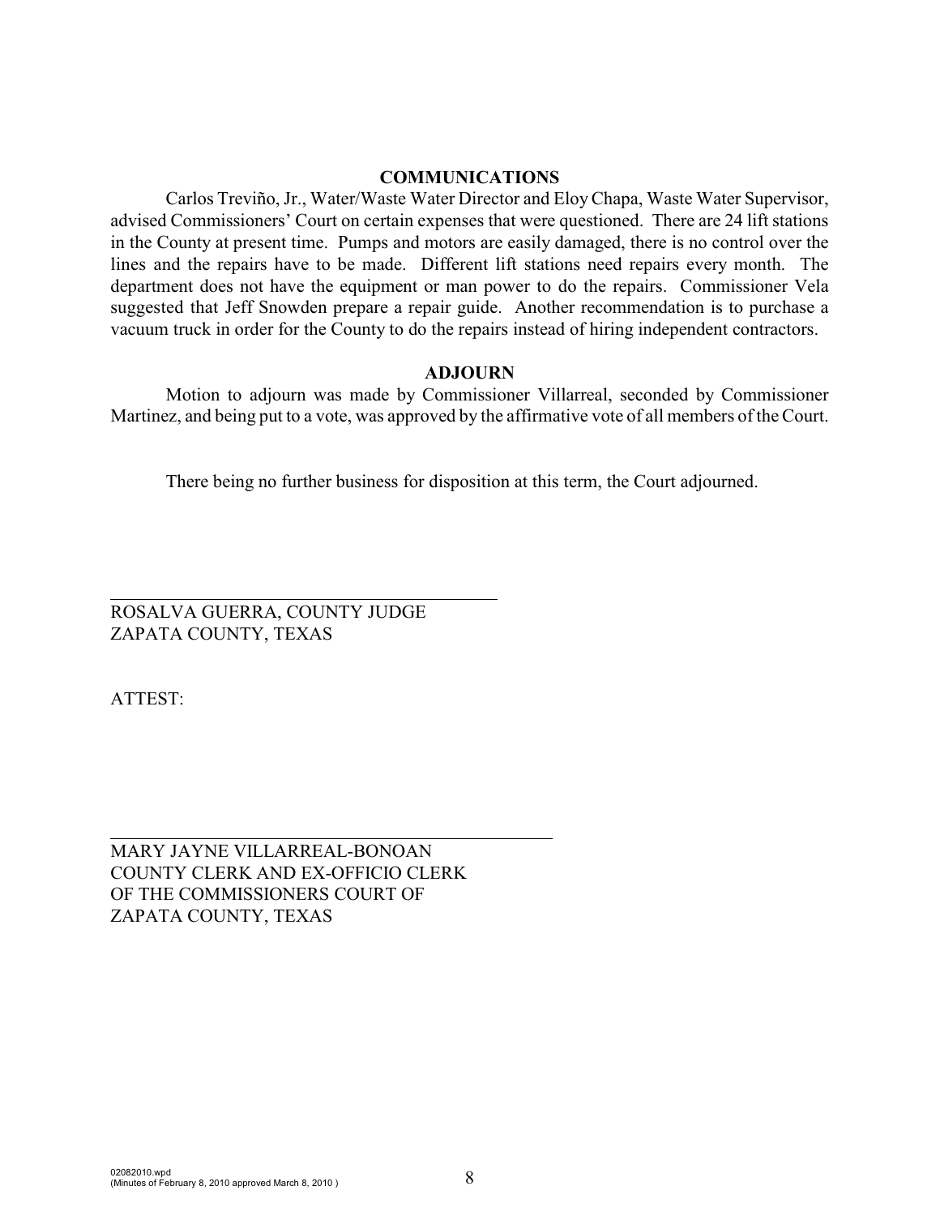## COMMUNICATIONS

Carlos Treviño, Jr., Water/Waste Water Director and Eloy Chapa, Waste Water Supervisor, advised Commissioners' Court on certain expenses that were questioned. There are 24 lift stations in the County at present time. Pumps and motors are easily damaged, there is no control over the lines and the repairs have to be made. Different lift stations need repairs every month. The department does not have the equipment or man power to do the repairs. Commissioner Vela suggested that Jeff Snowden prepare a repair guide. Another recommendation is to purchase a vacuum truck in order for the County to do the repairs instead of hiring independent contractors.

## ADJOURN

Motion to adjourn was made by Commissioner Villarreal, seconded by Commissioner Martinez, and being put to a vote, was approved by the affirmative vote of all members of the Court.

There being no further business for disposition at this term, the Court adjourned.

\_\_\_\_\_\_\_\_\_\_\_\_\_\_\_\_\_\_\_\_\_\_\_\_\_\_\_\_\_\_\_\_\_\_\_\_\_\_\_\_

ROSALVA GUERRA, COUNTY JUDGE
ZAPATA COUNTY, TEXAS

ATTEST:

\_\_\_\_\_\_\_\_\_\_\_\_\_\_\_\_\_\_\_\_\_\_\_\_\_\_\_\_\_\_\_\_\_\_\_\_\_\_\_\_\_\_\_\_

MARY JAYNE VILLARREAL-BONOAN
COUNTY CLERK AND EX-OFFICIO CLERK
OF THE COMMISSIONERS COURT OF
ZAPATA COUNTY, TEXAS

02082010.wpd
(Minutes of February 8, 2010 approved March 8, 2010 )